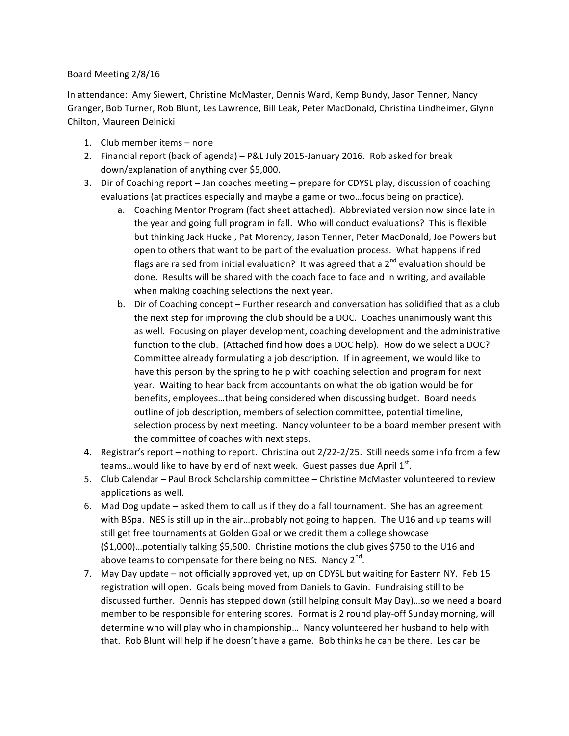Board Meeting 2/8/16

In attendance: Amy Siewert, Christine McMaster, Dennis Ward, Kemp Bundy, Jason Tenner, Nancy Granger, Bob Turner, Rob Blunt, Les Lawrence, Bill Leak, Peter MacDonald, Christina Lindheimer, Glynn Chilton, Maureen Delnicki

1. Club member items – none
2. Financial report (back of agenda) – P&L July 2015-January 2016. Rob asked for break down/explanation of anything over $5,000.
3. Dir of Coaching report – Jan coaches meeting – prepare for CDYSL play, discussion of coaching evaluations (at practices especially and maybe a game or two…focus being on practice).
   a. Coaching Mentor Program (fact sheet attached). Abbreviated version now since late in the year and going full program in fall. Who will conduct evaluations? This is flexible but thinking Jack Huckel, Pat Morency, Jason Tenner, Peter MacDonald, Joe Powers but open to others that want to be part of the evaluation process. What happens if red flags are raised from initial evaluation? It was agreed that a 2nd evaluation should be done. Results will be shared with the coach face to face and in writing, and available when making coaching selections the next year.
   b. Dir of Coaching concept – Further research and conversation has solidified that as a club the next step for improving the club should be a DOC. Coaches unanimously want this as well. Focusing on player development, coaching development and the administrative function to the club. (Attached find how does a DOC help). How do we select a DOC? Committee already formulating a job description. If in agreement, we would like to have this person by the spring to help with coaching selection and program for next year. Waiting to hear back from accountants on what the obligation would be for benefits, employees…that being considered when discussing budget. Board needs outline of job description, members of selection committee, potential timeline, selection process by next meeting. Nancy volunteer to be a board member present with the committee of coaches with next steps.
4. Registrar's report – nothing to report. Christina out 2/22-2/25. Still needs some info from a few teams…would like to have by end of next week. Guest passes due April 1st.
5. Club Calendar – Paul Brock Scholarship committee – Christine McMaster volunteered to review applications as well.
6. Mad Dog update – asked them to call us if they do a fall tournament. She has an agreement with BSpa. NES is still up in the air…probably not going to happen. The U16 and up teams will still get free tournaments at Golden Goal or we credit them a college showcase ($1,000)…potentially talking $5,500. Christine motions the club gives $750 to the U16 and above teams to compensate for there being no NES. Nancy 2nd.
7. May Day update – not officially approved yet, up on CDYSL but waiting for Eastern NY. Feb 15 registration will open. Goals being moved from Daniels to Gavin. Fundraising still to be discussed further. Dennis has stepped down (still helping consult May Day)…so we need a board member to be responsible for entering scores. Format is 2 round play-off Sunday morning, will determine who will play who in championship… Nancy volunteered her husband to help with that. Rob Blunt will help if he doesn't have a game. Bob thinks he can be there. Les can be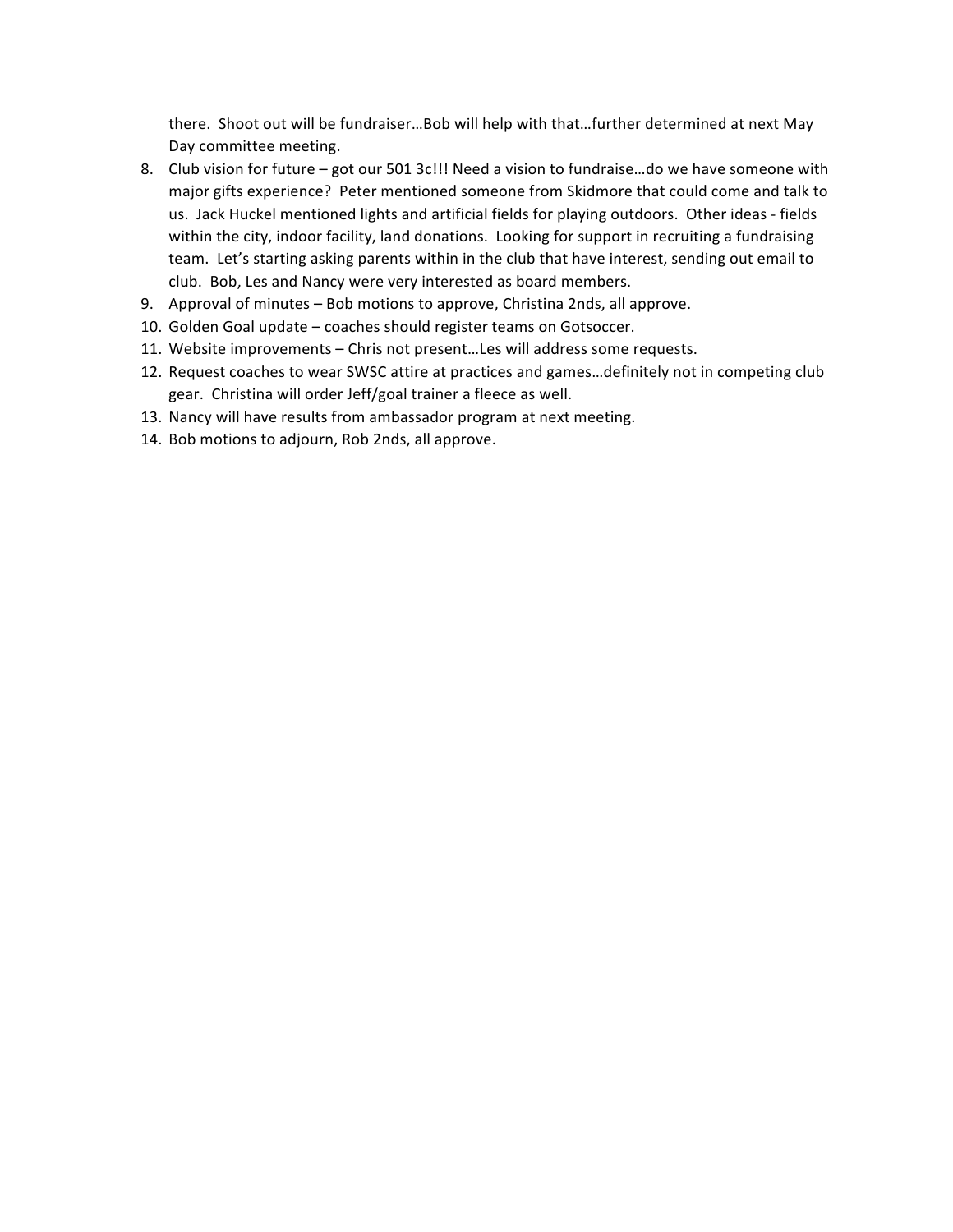there. Shoot out will be fundraiser…Bob will help with that…further determined at next May Day committee meeting.

8. Club vision for future – got our 501 3c!!! Need a vision to fundraise…do we have someone with major gifts experience? Peter mentioned someone from Skidmore that could come and talk to us. Jack Huckel mentioned lights and artificial fields for playing outdoors. Other ideas - fields within the city, indoor facility, land donations. Looking for support in recruiting a fundraising team. Let's starting asking parents within in the club that have interest, sending out email to club. Bob, Les and Nancy were very interested as board members.
9. Approval of minutes – Bob motions to approve, Christina 2nds, all approve.
10. Golden Goal update – coaches should register teams on Gotsoccer.
11. Website improvements – Chris not present…Les will address some requests.
12. Request coaches to wear SWSC attire at practices and games…definitely not in competing club gear. Christina will order Jeff/goal trainer a fleece as well.
13. Nancy will have results from ambassador program at next meeting.
14. Bob motions to adjourn, Rob 2nds, all approve.